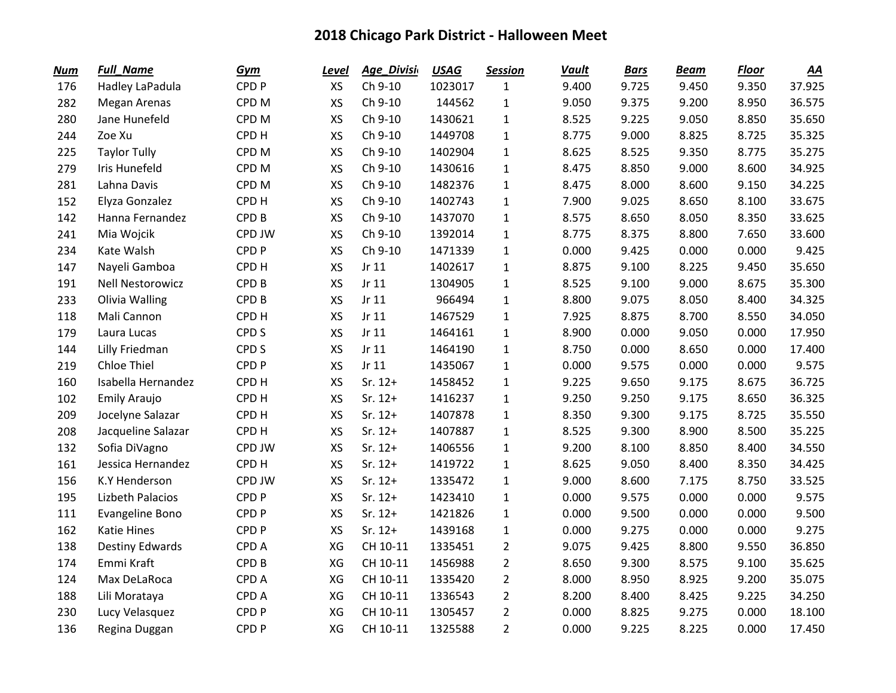# 2018 Chicago Park District - Halloween Meet

| Num | Full_Name | Gym | Level | Age_Divisi | USAG | Session | Vault | Bars | Beam | Floor | AA |
|---|---|---|---|---|---|---|---|---|---|---|---|
| 176 | Hadley LaPadula | CPD P | XS | Ch 9-10 | 1023017 | 1 | 9.400 | 9.725 | 9.450 | 9.350 | 37.925 |
| 282 | Megan Arenas | CPD M | XS | Ch 9-10 | 144562 | 1 | 9.050 | 9.375 | 9.200 | 8.950 | 36.575 |
| 280 | Jane Hunefeld | CPD M | XS | Ch 9-10 | 1430621 | 1 | 8.525 | 9.225 | 9.050 | 8.850 | 35.650 |
| 244 | Zoe Xu | CPD H | XS | Ch 9-10 | 1449708 | 1 | 8.775 | 9.000 | 8.825 | 8.725 | 35.325 |
| 225 | Taylor Tully | CPD M | XS | Ch 9-10 | 1402904 | 1 | 8.625 | 8.525 | 9.350 | 8.775 | 35.275 |
| 279 | Iris Hunefeld | CPD M | XS | Ch 9-10 | 1430616 | 1 | 8.475 | 8.850 | 9.000 | 8.600 | 34.925 |
| 281 | Lahna Davis | CPD M | XS | Ch 9-10 | 1482376 | 1 | 8.475 | 8.000 | 8.600 | 9.150 | 34.225 |
| 152 | Elyza Gonzalez | CPD H | XS | Ch 9-10 | 1402743 | 1 | 7.900 | 9.025 | 8.650 | 8.100 | 33.675 |
| 142 | Hanna Fernandez | CPD B | XS | Ch 9-10 | 1437070 | 1 | 8.575 | 8.650 | 8.050 | 8.350 | 33.625 |
| 241 | Mia Wojcik | CPD JW | XS | Ch 9-10 | 1392014 | 1 | 8.775 | 8.375 | 8.800 | 7.650 | 33.600 |
| 234 | Kate Walsh | CPD P | XS | Ch 9-10 | 1471339 | 1 | 0.000 | 9.425 | 0.000 | 0.000 | 9.425 |
| 147 | Nayeli Gamboa | CPD H | XS | Jr 11 | 1402617 | 1 | 8.875 | 9.100 | 8.225 | 9.450 | 35.650 |
| 191 | Nell Nestorowicz | CPD B | XS | Jr 11 | 1304905 | 1 | 8.525 | 9.100 | 9.000 | 8.675 | 35.300 |
| 233 | Olivia Walling | CPD B | XS | Jr 11 | 966494 | 1 | 8.800 | 9.075 | 8.050 | 8.400 | 34.325 |
| 118 | Mali Cannon | CPD H | XS | Jr 11 | 1467529 | 1 | 7.925 | 8.875 | 8.700 | 8.550 | 34.050 |
| 179 | Laura Lucas | CPD S | XS | Jr 11 | 1464161 | 1 | 8.900 | 0.000 | 9.050 | 0.000 | 17.950 |
| 144 | Lilly Friedman | CPD S | XS | Jr 11 | 1464190 | 1 | 8.750 | 0.000 | 8.650 | 0.000 | 17.400 |
| 219 | Chloe Thiel | CPD P | XS | Jr 11 | 1435067 | 1 | 0.000 | 9.575 | 0.000 | 0.000 | 9.575 |
| 160 | Isabella Hernandez | CPD H | XS | Sr. 12+ | 1458452 | 1 | 9.225 | 9.650 | 9.175 | 8.675 | 36.725 |
| 102 | Emily Araujo | CPD H | XS | Sr. 12+ | 1416237 | 1 | 9.250 | 9.250 | 9.175 | 8.650 | 36.325 |
| 209 | Jocelyne Salazar | CPD H | XS | Sr. 12+ | 1407878 | 1 | 8.350 | 9.300 | 9.175 | 8.725 | 35.550 |
| 208 | Jacqueline Salazar | CPD H | XS | Sr. 12+ | 1407887 | 1 | 8.525 | 9.300 | 8.900 | 8.500 | 35.225 |
| 132 | Sofia DiVagno | CPD JW | XS | Sr. 12+ | 1406556 | 1 | 9.200 | 8.100 | 8.850 | 8.400 | 34.550 |
| 161 | Jessica Hernandez | CPD H | XS | Sr. 12+ | 1419722 | 1 | 8.625 | 9.050 | 8.400 | 8.350 | 34.425 |
| 156 | K.Y Henderson | CPD JW | XS | Sr. 12+ | 1335472 | 1 | 9.000 | 8.600 | 7.175 | 8.750 | 33.525 |
| 195 | Lizbeth Palacios | CPD P | XS | Sr. 12+ | 1423410 | 1 | 0.000 | 9.575 | 0.000 | 0.000 | 9.575 |
| 111 | Evangeline Bono | CPD P | XS | Sr. 12+ | 1421826 | 1 | 0.000 | 9.500 | 0.000 | 0.000 | 9.500 |
| 162 | Katie Hines | CPD P | XS | Sr. 12+ | 1439168 | 1 | 0.000 | 9.275 | 0.000 | 0.000 | 9.275 |
| 138 | Destiny Edwards | CPD A | XG | CH 10-11 | 1335451 | 2 | 9.075 | 9.425 | 8.800 | 9.550 | 36.850 |
| 174 | Emmi Kraft | CPD B | XG | CH 10-11 | 1456988 | 2 | 8.650 | 9.300 | 8.575 | 9.100 | 35.625 |
| 124 | Max DeLaRoca | CPD A | XG | CH 10-11 | 1335420 | 2 | 8.000 | 8.950 | 8.925 | 9.200 | 35.075 |
| 188 | Lili Morataya | CPD A | XG | CH 10-11 | 1336543 | 2 | 8.200 | 8.400 | 8.425 | 9.225 | 34.250 |
| 230 | Lucy Velasquez | CPD P | XG | CH 10-11 | 1305457 | 2 | 0.000 | 8.825 | 9.275 | 0.000 | 18.100 |
| 136 | Regina Duggan | CPD P | XG | CH 10-11 | 1325588 | 2 | 0.000 | 9.225 | 8.225 | 0.000 | 17.450 |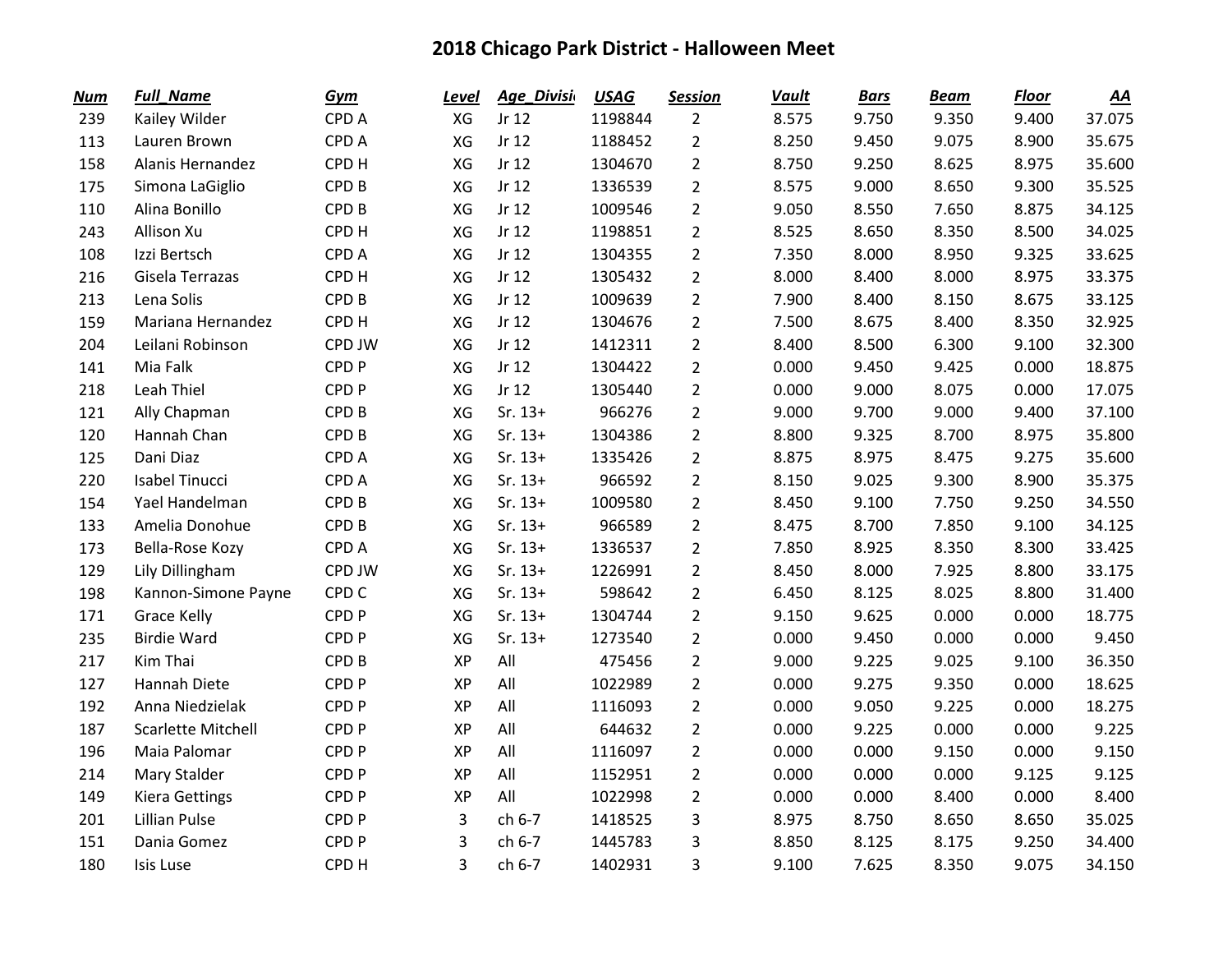# 2018 Chicago Park District - Halloween Meet

| Num | Full_Name | Gym | Level | Age_Divisi | USAG | Session | Vault | Bars | Beam | Floor | AA |
|---|---|---|---|---|---|---|---|---|---|---|---|
| 239 | Kailey Wilder | CPD A | XG | Jr 12 | 1198844 | 2 | 8.575 | 9.750 | 9.350 | 9.400 | 37.075 |
| 113 | Lauren Brown | CPD A | XG | Jr 12 | 1188452 | 2 | 8.250 | 9.450 | 9.075 | 8.900 | 35.675 |
| 158 | Alanis Hernandez | CPD H | XG | Jr 12 | 1304670 | 2 | 8.750 | 9.250 | 8.625 | 8.975 | 35.600 |
| 175 | Simona LaGiglio | CPD B | XG | Jr 12 | 1336539 | 2 | 8.575 | 9.000 | 8.650 | 9.300 | 35.525 |
| 110 | Alina Bonillo | CPD B | XG | Jr 12 | 1009546 | 2 | 9.050 | 8.550 | 7.650 | 8.875 | 34.125 |
| 243 | Allison Xu | CPD H | XG | Jr 12 | 1198851 | 2 | 8.525 | 8.650 | 8.350 | 8.500 | 34.025 |
| 108 | Izzi Bertsch | CPD A | XG | Jr 12 | 1304355 | 2 | 7.350 | 8.000 | 8.950 | 9.325 | 33.625 |
| 216 | Gisela Terrazas | CPD H | XG | Jr 12 | 1305432 | 2 | 8.000 | 8.400 | 8.000 | 8.975 | 33.375 |
| 213 | Lena Solis | CPD B | XG | Jr 12 | 1009639 | 2 | 7.900 | 8.400 | 8.150 | 8.675 | 33.125 |
| 159 | Mariana Hernandez | CPD H | XG | Jr 12 | 1304676 | 2 | 7.500 | 8.675 | 8.400 | 8.350 | 32.925 |
| 204 | Leilani Robinson | CPD JW | XG | Jr 12 | 1412311 | 2 | 8.400 | 8.500 | 6.300 | 9.100 | 32.300 |
| 141 | Mia Falk | CPD P | XG | Jr 12 | 1304422 | 2 | 0.000 | 9.450 | 9.425 | 0.000 | 18.875 |
| 218 | Leah Thiel | CPD P | XG | Jr 12 | 1305440 | 2 | 0.000 | 9.000 | 8.075 | 0.000 | 17.075 |
| 121 | Ally Chapman | CPD B | XG | Sr. 13+ | 966276 | 2 | 9.000 | 9.700 | 9.000 | 9.400 | 37.100 |
| 120 | Hannah Chan | CPD B | XG | Sr. 13+ | 1304386 | 2 | 8.800 | 9.325 | 8.700 | 8.975 | 35.800 |
| 125 | Dani Diaz | CPD A | XG | Sr. 13+ | 1335426 | 2 | 8.875 | 8.975 | 8.475 | 9.275 | 35.600 |
| 220 | Isabel Tinucci | CPD A | XG | Sr. 13+ | 966592 | 2 | 8.150 | 9.025 | 9.300 | 8.900 | 35.375 |
| 154 | Yael Handelman | CPD B | XG | Sr. 13+ | 1009580 | 2 | 8.450 | 9.100 | 7.750 | 9.250 | 34.550 |
| 133 | Amelia Donohue | CPD B | XG | Sr. 13+ | 966589 | 2 | 8.475 | 8.700 | 7.850 | 9.100 | 34.125 |
| 173 | Bella-Rose Kozy | CPD A | XG | Sr. 13+ | 1336537 | 2 | 7.850 | 8.925 | 8.350 | 8.300 | 33.425 |
| 129 | Lily Dillingham | CPD JW | XG | Sr. 13+ | 1226991 | 2 | 8.450 | 8.000 | 7.925 | 8.800 | 33.175 |
| 198 | Kannon-Simone Payne | CPD C | XG | Sr. 13+ | 598642 | 2 | 6.450 | 8.125 | 8.025 | 8.800 | 31.400 |
| 171 | Grace Kelly | CPD P | XG | Sr. 13+ | 1304744 | 2 | 9.150 | 9.625 | 0.000 | 0.000 | 18.775 |
| 235 | Birdie Ward | CPD P | XG | Sr. 13+ | 1273540 | 2 | 0.000 | 9.450 | 0.000 | 0.000 | 9.450 |
| 217 | Kim Thai | CPD B | XP | All | 475456 | 2 | 9.000 | 9.225 | 9.025 | 9.100 | 36.350 |
| 127 | Hannah Diete | CPD P | XP | All | 1022989 | 2 | 0.000 | 9.275 | 9.350 | 0.000 | 18.625 |
| 192 | Anna Niedzielak | CPD P | XP | All | 1116093 | 2 | 0.000 | 9.050 | 9.225 | 0.000 | 18.275 |
| 187 | Scarlette Mitchell | CPD P | XP | All | 644632 | 2 | 0.000 | 9.225 | 0.000 | 0.000 | 9.225 |
| 196 | Maia Palomar | CPD P | XP | All | 1116097 | 2 | 0.000 | 0.000 | 9.150 | 0.000 | 9.150 |
| 214 | Mary Stalder | CPD P | XP | All | 1152951 | 2 | 0.000 | 0.000 | 0.000 | 9.125 | 9.125 |
| 149 | Kiera Gettings | CPD P | XP | All | 1022998 | 2 | 0.000 | 0.000 | 8.400 | 0.000 | 8.400 |
| 201 | Lillian Pulse | CPD P | 3 | ch 6-7 | 1418525 | 3 | 8.975 | 8.750 | 8.650 | 8.650 | 35.025 |
| 151 | Dania Gomez | CPD P | 3 | ch 6-7 | 1445783 | 3 | 8.850 | 8.125 | 8.175 | 9.250 | 34.400 |
| 180 | Isis Luse | CPD H | 3 | ch 6-7 | 1402931 | 3 | 9.100 | 7.625 | 8.350 | 9.075 | 34.150 |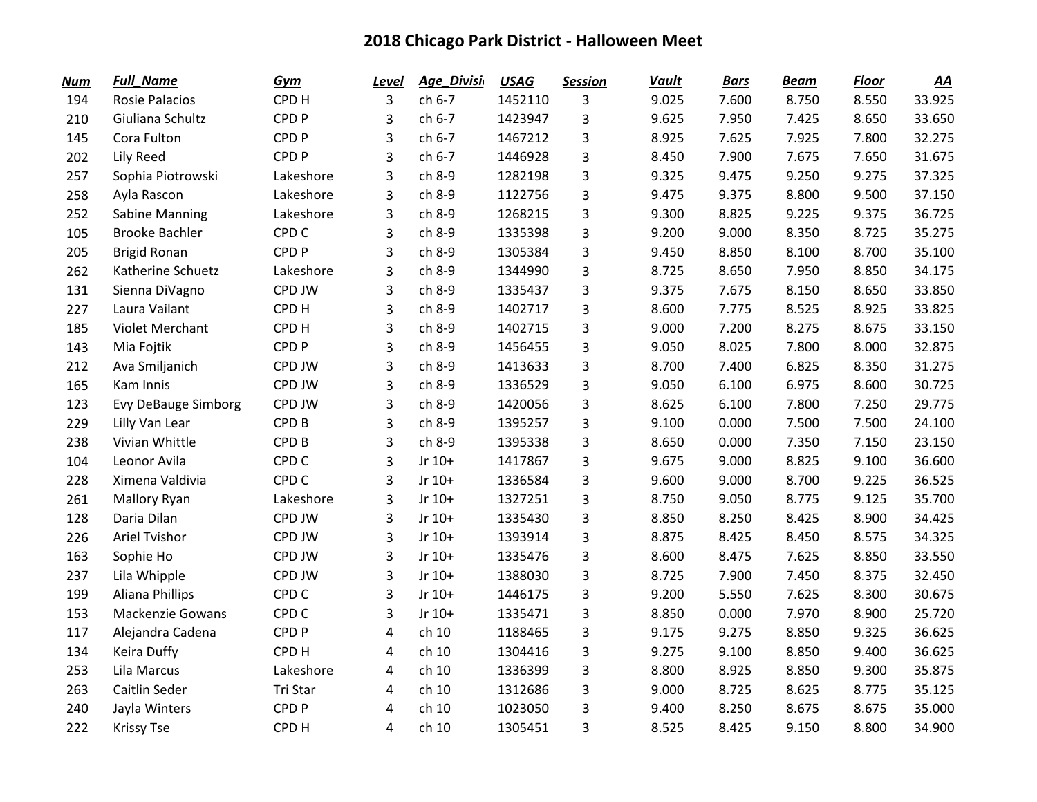# 2018 Chicago Park District - Halloween Meet

| Num | Full_Name | Gym | Level | Age_Divisi | USAG | Session | Vault | Bars | Beam | Floor | AA |
|---|---|---|---|---|---|---|---|---|---|---|---|
| 194 | Rosie Palacios | CPD H | 3 | ch 6-7 | 1452110 | 3 | 9.025 | 7.600 | 8.750 | 8.550 | 33.925 |
| 210 | Giuliana Schultz | CPD P | 3 | ch 6-7 | 1423947 | 3 | 9.625 | 7.950 | 7.425 | 8.650 | 33.650 |
| 145 | Cora Fulton | CPD P | 3 | ch 6-7 | 1467212 | 3 | 8.925 | 7.625 | 7.925 | 7.800 | 32.275 |
| 202 | Lily Reed | CPD P | 3 | ch 6-7 | 1446928 | 3 | 8.450 | 7.900 | 7.675 | 7.650 | 31.675 |
| 257 | Sophia Piotrowski | Lakeshore | 3 | ch 8-9 | 1282198 | 3 | 9.325 | 9.475 | 9.250 | 9.275 | 37.325 |
| 258 | Ayla Rascon | Lakeshore | 3 | ch 8-9 | 1122756 | 3 | 9.475 | 9.375 | 8.800 | 9.500 | 37.150 |
| 252 | Sabine Manning | Lakeshore | 3 | ch 8-9 | 1268215 | 3 | 9.300 | 8.825 | 9.225 | 9.375 | 36.725 |
| 105 | Brooke Bachler | CPD C | 3 | ch 8-9 | 1335398 | 3 | 9.200 | 9.000 | 8.350 | 8.725 | 35.275 |
| 205 | Brigid Ronan | CPD P | 3 | ch 8-9 | 1305384 | 3 | 9.450 | 8.850 | 8.100 | 8.700 | 35.100 |
| 262 | Katherine Schuetz | Lakeshore | 3 | ch 8-9 | 1344990 | 3 | 8.725 | 8.650 | 7.950 | 8.850 | 34.175 |
| 131 | Sienna DiVagno | CPD JW | 3 | ch 8-9 | 1335437 | 3 | 9.375 | 7.675 | 8.150 | 8.650 | 33.850 |
| 227 | Laura Vailant | CPD H | 3 | ch 8-9 | 1402717 | 3 | 8.600 | 7.775 | 8.525 | 8.925 | 33.825 |
| 185 | Violet Merchant | CPD H | 3 | ch 8-9 | 1402715 | 3 | 9.000 | 7.200 | 8.275 | 8.675 | 33.150 |
| 143 | Mia Fojtik | CPD P | 3 | ch 8-9 | 1456455 | 3 | 9.050 | 8.025 | 7.800 | 8.000 | 32.875 |
| 212 | Ava Smiljanich | CPD JW | 3 | ch 8-9 | 1413633 | 3 | 8.700 | 7.400 | 6.825 | 8.350 | 31.275 |
| 165 | Kam Innis | CPD JW | 3 | ch 8-9 | 1336529 | 3 | 9.050 | 6.100 | 6.975 | 8.600 | 30.725 |
| 123 | Evy DeBauge Simborg | CPD JW | 3 | ch 8-9 | 1420056 | 3 | 8.625 | 6.100 | 7.800 | 7.250 | 29.775 |
| 229 | Lilly Van Lear | CPD B | 3 | ch 8-9 | 1395257 | 3 | 9.100 | 0.000 | 7.500 | 7.500 | 24.100 |
| 238 | Vivian Whittle | CPD B | 3 | ch 8-9 | 1395338 | 3 | 8.650 | 0.000 | 7.350 | 7.150 | 23.150 |
| 104 | Leonor Avila | CPD C | 3 | Jr 10+ | 1417867 | 3 | 9.675 | 9.000 | 8.825 | 9.100 | 36.600 |
| 228 | Ximena Valdivia | CPD C | 3 | Jr 10+ | 1336584 | 3 | 9.600 | 9.000 | 8.700 | 9.225 | 36.525 |
| 261 | Mallory Ryan | Lakeshore | 3 | Jr 10+ | 1327251 | 3 | 8.750 | 9.050 | 8.775 | 9.125 | 35.700 |
| 128 | Daria Dilan | CPD JW | 3 | Jr 10+ | 1335430 | 3 | 8.850 | 8.250 | 8.425 | 8.900 | 34.425 |
| 226 | Ariel Tvishor | CPD JW | 3 | Jr 10+ | 1393914 | 3 | 8.875 | 8.425 | 8.450 | 8.575 | 34.325 |
| 163 | Sophie Ho | CPD JW | 3 | Jr 10+ | 1335476 | 3 | 8.600 | 8.475 | 7.625 | 8.850 | 33.550 |
| 237 | Lila Whipple | CPD JW | 3 | Jr 10+ | 1388030 | 3 | 8.725 | 7.900 | 7.450 | 8.375 | 32.450 |
| 199 | Aliana Phillips | CPD C | 3 | Jr 10+ | 1446175 | 3 | 9.200 | 5.550 | 7.625 | 8.300 | 30.675 |
| 153 | Mackenzie Gowans | CPD C | 3 | Jr 10+ | 1335471 | 3 | 8.850 | 0.000 | 7.970 | 8.900 | 25.720 |
| 117 | Alejandra Cadena | CPD P | 4 | ch 10 | 1188465 | 3 | 9.175 | 9.275 | 8.850 | 9.325 | 36.625 |
| 134 | Keira Duffy | CPD H | 4 | ch 10 | 1304416 | 3 | 9.275 | 9.100 | 8.850 | 9.400 | 36.625 |
| 253 | Lila Marcus | Lakeshore | 4 | ch 10 | 1336399 | 3 | 8.800 | 8.925 | 8.850 | 9.300 | 35.875 |
| 263 | Caitlin Seder | Tri Star | 4 | ch 10 | 1312686 | 3 | 9.000 | 8.725 | 8.625 | 8.775 | 35.125 |
| 240 | Jayla Winters | CPD P | 4 | ch 10 | 1023050 | 3 | 9.400 | 8.250 | 8.675 | 8.675 | 35.000 |
| 222 | Krissy Tse | CPD H | 4 | ch 10 | 1305451 | 3 | 8.525 | 8.425 | 9.150 | 8.800 | 34.900 |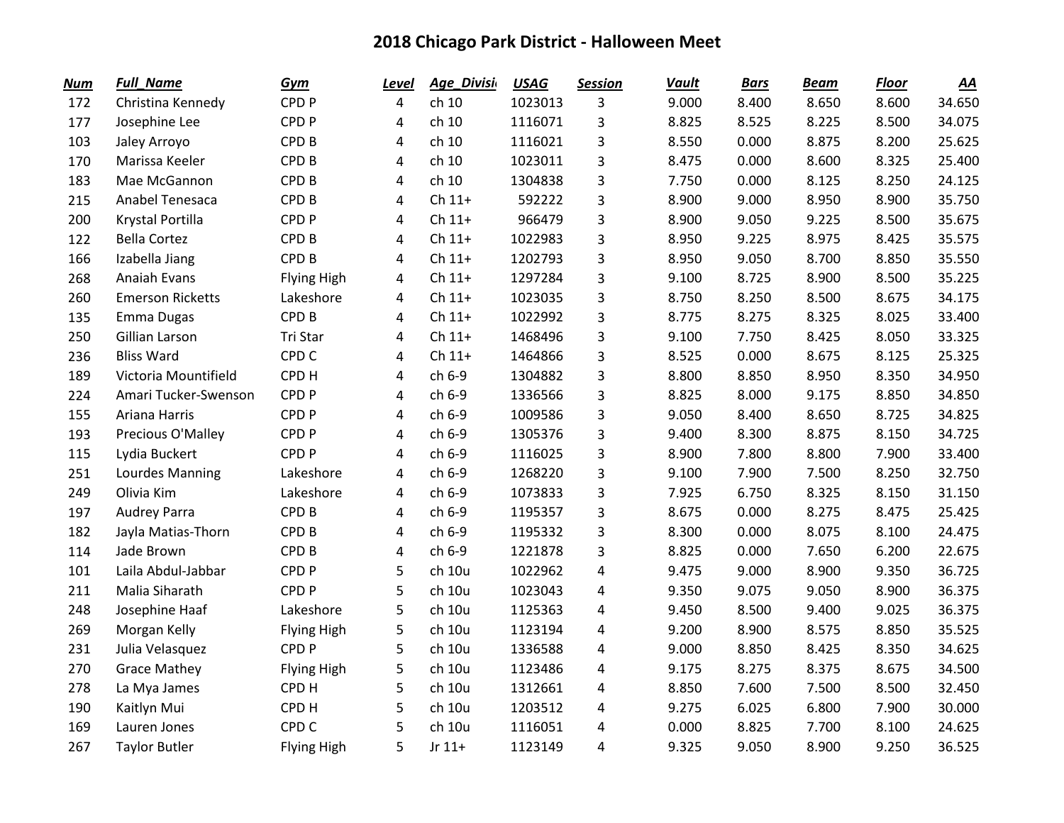# 2018 Chicago Park District - Halloween Meet

| Num | Full_Name | Gym | Level | Age_Divisi | USAG | Session | Vault | Bars | Beam | Floor | AA |
|---|---|---|---|---|---|---|---|---|---|---|---|
| 172 | Christina Kennedy | CPD P | 4 | ch 10 | 1023013 | 3 | 9.000 | 8.400 | 8.650 | 8.600 | 34.650 |
| 177 | Josephine Lee | CPD P | 4 | ch 10 | 1116071 | 3 | 8.825 | 8.525 | 8.225 | 8.500 | 34.075 |
| 103 | Jaley Arroyo | CPD B | 4 | ch 10 | 1116021 | 3 | 8.550 | 0.000 | 8.875 | 8.200 | 25.625 |
| 170 | Marissa Keeler | CPD B | 4 | ch 10 | 1023011 | 3 | 8.475 | 0.000 | 8.600 | 8.325 | 25.400 |
| 183 | Mae McGannon | CPD B | 4 | ch 10 | 1304838 | 3 | 7.750 | 0.000 | 8.125 | 8.250 | 24.125 |
| 215 | Anabel Tenesaca | CPD B | 4 | Ch 11+ | 592222 | 3 | 8.900 | 9.000 | 8.950 | 8.900 | 35.750 |
| 200 | Krystal Portilla | CPD P | 4 | Ch 11+ | 966479 | 3 | 8.900 | 9.050 | 9.225 | 8.500 | 35.675 |
| 122 | Bella Cortez | CPD B | 4 | Ch 11+ | 1022983 | 3 | 8.950 | 9.225 | 8.975 | 8.425 | 35.575 |
| 166 | Izabella Jiang | CPD B | 4 | Ch 11+ | 1202793 | 3 | 8.950 | 9.050 | 8.700 | 8.850 | 35.550 |
| 268 | Anaiah Evans | Flying High | 4 | Ch 11+ | 1297284 | 3 | 9.100 | 8.725 | 8.900 | 8.500 | 35.225 |
| 260 | Emerson Ricketts | Lakeshore | 4 | Ch 11+ | 1023035 | 3 | 8.750 | 8.250 | 8.500 | 8.675 | 34.175 |
| 135 | Emma Dugas | CPD B | 4 | Ch 11+ | 1022992 | 3 | 8.775 | 8.275 | 8.325 | 8.025 | 33.400 |
| 250 | Gillian Larson | Tri Star | 4 | Ch 11+ | 1468496 | 3 | 9.100 | 7.750 | 8.425 | 8.050 | 33.325 |
| 236 | Bliss Ward | CPD C | 4 | Ch 11+ | 1464866 | 3 | 8.525 | 0.000 | 8.675 | 8.125 | 25.325 |
| 189 | Victoria Mountifield | CPD H | 4 | ch 6-9 | 1304882 | 3 | 8.800 | 8.850 | 8.950 | 8.350 | 34.950 |
| 224 | Amari Tucker-Swenson | CPD P | 4 | ch 6-9 | 1336566 | 3 | 8.825 | 8.000 | 9.175 | 8.850 | 34.850 |
| 155 | Ariana Harris | CPD P | 4 | ch 6-9 | 1009586 | 3 | 9.050 | 8.400 | 8.650 | 8.725 | 34.825 |
| 193 | Precious O'Malley | CPD P | 4 | ch 6-9 | 1305376 | 3 | 9.400 | 8.300 | 8.875 | 8.150 | 34.725 |
| 115 | Lydia Buckert | CPD P | 4 | ch 6-9 | 1116025 | 3 | 8.900 | 7.800 | 8.800 | 7.900 | 33.400 |
| 251 | Lourdes Manning | Lakeshore | 4 | ch 6-9 | 1268220 | 3 | 9.100 | 7.900 | 7.500 | 8.250 | 32.750 |
| 249 | Olivia Kim | Lakeshore | 4 | ch 6-9 | 1073833 | 3 | 7.925 | 6.750 | 8.325 | 8.150 | 31.150 |
| 197 | Audrey Parra | CPD B | 4 | ch 6-9 | 1195357 | 3 | 8.675 | 0.000 | 8.275 | 8.475 | 25.425 |
| 182 | Jayla Matias-Thorn | CPD B | 4 | ch 6-9 | 1195332 | 3 | 8.300 | 0.000 | 8.075 | 8.100 | 24.475 |
| 114 | Jade Brown | CPD B | 4 | ch 6-9 | 1221878 | 3 | 8.825 | 0.000 | 7.650 | 6.200 | 22.675 |
| 101 | Laila Abdul-Jabbar | CPD P | 5 | ch 10u | 1022962 | 4 | 9.475 | 9.000 | 8.900 | 9.350 | 36.725 |
| 211 | Malia Siharath | CPD P | 5 | ch 10u | 1023043 | 4 | 9.350 | 9.075 | 9.050 | 8.900 | 36.375 |
| 248 | Josephine Haaf | Lakeshore | 5 | ch 10u | 1125363 | 4 | 9.450 | 8.500 | 9.400 | 9.025 | 36.375 |
| 269 | Morgan Kelly | Flying High | 5 | ch 10u | 1123194 | 4 | 9.200 | 8.900 | 8.575 | 8.850 | 35.525 |
| 231 | Julia Velasquez | CPD P | 5 | ch 10u | 1336588 | 4 | 9.000 | 8.850 | 8.425 | 8.350 | 34.625 |
| 270 | Grace Mathey | Flying High | 5 | ch 10u | 1123486 | 4 | 9.175 | 8.275 | 8.375 | 8.675 | 34.500 |
| 278 | La Mya James | CPD H | 5 | ch 10u | 1312661 | 4 | 8.850 | 7.600 | 7.500 | 8.500 | 32.450 |
| 190 | Kaitlyn Mui | CPD H | 5 | ch 10u | 1203512 | 4 | 9.275 | 6.025 | 6.800 | 7.900 | 30.000 |
| 169 | Lauren Jones | CPD C | 5 | ch 10u | 1116051 | 4 | 0.000 | 8.825 | 7.700 | 8.100 | 24.625 |
| 267 | Taylor Butler | Flying High | 5 | Jr 11+ | 1123149 | 4 | 9.325 | 9.050 | 8.900 | 9.250 | 36.525 |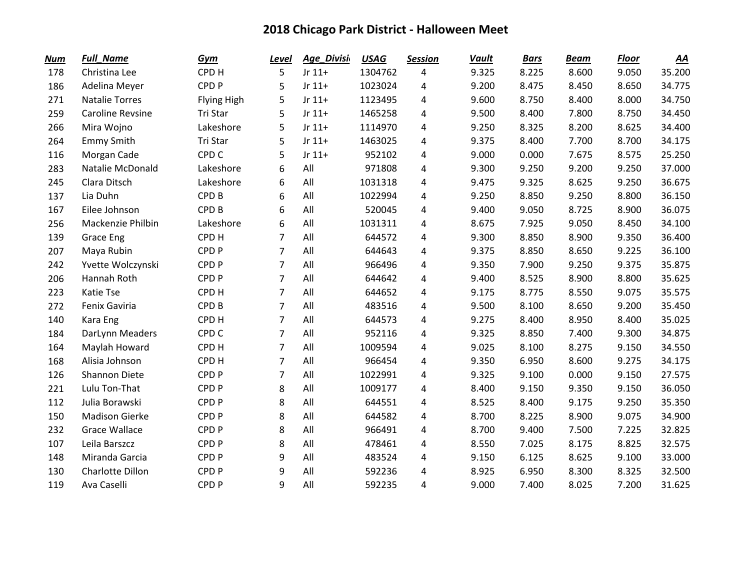# 2018 Chicago Park District - Halloween Meet

| Num | Full_Name | Gym | Level | Age_Divisi | USAG | Session | Vault | Bars | Beam | Floor | AA |
|---|---|---|---|---|---|---|---|---|---|---|---|
| 178 | Christina Lee | CPD H | 5 | Jr 11+ | 1304762 | 4 | 9.325 | 8.225 | 8.600 | 9.050 | 35.200 |
| 186 | Adelina Meyer | CPD P | 5 | Jr 11+ | 1023024 | 4 | 9.200 | 8.475 | 8.450 | 8.650 | 34.775 |
| 271 | Natalie Torres | Flying High | 5 | Jr 11+ | 1123495 | 4 | 9.600 | 8.750 | 8.400 | 8.000 | 34.750 |
| 259 | Caroline Revsine | Tri Star | 5 | Jr 11+ | 1465258 | 4 | 9.500 | 8.400 | 7.800 | 8.750 | 34.450 |
| 266 | Mira Wojno | Lakeshore | 5 | Jr 11+ | 1114970 | 4 | 9.250 | 8.325 | 8.200 | 8.625 | 34.400 |
| 264 | Emmy Smith | Tri Star | 5 | Jr 11+ | 1463025 | 4 | 9.375 | 8.400 | 7.700 | 8.700 | 34.175 |
| 116 | Morgan Cade | CPD C | 5 | Jr 11+ | 952102 | 4 | 9.000 | 0.000 | 7.675 | 8.575 | 25.250 |
| 283 | Natalie McDonald | Lakeshore | 6 | All | 971808 | 4 | 9.300 | 9.250 | 9.200 | 9.250 | 37.000 |
| 245 | Clara Ditsch | Lakeshore | 6 | All | 1031318 | 4 | 9.475 | 9.325 | 8.625 | 9.250 | 36.675 |
| 137 | Lia Duhn | CPD B | 6 | All | 1022994 | 4 | 9.250 | 8.850 | 9.250 | 8.800 | 36.150 |
| 167 | Eilee Johnson | CPD B | 6 | All | 520045 | 4 | 9.400 | 9.050 | 8.725 | 8.900 | 36.075 |
| 256 | Mackenzie Philbin | Lakeshore | 6 | All | 1031311 | 4 | 8.675 | 7.925 | 9.050 | 8.450 | 34.100 |
| 139 | Grace Eng | CPD H | 7 | All | 644572 | 4 | 9.300 | 8.850 | 8.900 | 9.350 | 36.400 |
| 207 | Maya Rubin | CPD P | 7 | All | 644643 | 4 | 9.375 | 8.850 | 8.650 | 9.225 | 36.100 |
| 242 | Yvette Wolczynski | CPD P | 7 | All | 966496 | 4 | 9.350 | 7.900 | 9.250 | 9.375 | 35.875 |
| 206 | Hannah Roth | CPD P | 7 | All | 644642 | 4 | 9.400 | 8.525 | 8.900 | 8.800 | 35.625 |
| 223 | Katie Tse | CPD H | 7 | All | 644652 | 4 | 9.175 | 8.775 | 8.550 | 9.075 | 35.575 |
| 272 | Fenix Gaviria | CPD B | 7 | All | 483516 | 4 | 9.500 | 8.100 | 8.650 | 9.200 | 35.450 |
| 140 | Kara Eng | CPD H | 7 | All | 644573 | 4 | 9.275 | 8.400 | 8.950 | 8.400 | 35.025 |
| 184 | DarLynn Meaders | CPD C | 7 | All | 952116 | 4 | 9.325 | 8.850 | 7.400 | 9.300 | 34.875 |
| 164 | Maylah Howard | CPD H | 7 | All | 1009594 | 4 | 9.025 | 8.100 | 8.275 | 9.150 | 34.550 |
| 168 | Alisia Johnson | CPD H | 7 | All | 966454 | 4 | 9.350 | 6.950 | 8.600 | 9.275 | 34.175 |
| 126 | Shannon Diete | CPD P | 7 | All | 1022991 | 4 | 9.325 | 9.100 | 0.000 | 9.150 | 27.575 |
| 221 | Lulu Ton-That | CPD P | 8 | All | 1009177 | 4 | 8.400 | 9.150 | 9.350 | 9.150 | 36.050 |
| 112 | Julia Borawski | CPD P | 8 | All | 644551 | 4 | 8.525 | 8.400 | 9.175 | 9.250 | 35.350 |
| 150 | Madison Gierke | CPD P | 8 | All | 644582 | 4 | 8.700 | 8.225 | 8.900 | 9.075 | 34.900 |
| 232 | Grace Wallace | CPD P | 8 | All | 966491 | 4 | 8.700 | 9.400 | 7.500 | 7.225 | 32.825 |
| 107 | Leila Barszcz | CPD P | 8 | All | 478461 | 4 | 8.550 | 7.025 | 8.175 | 8.825 | 32.575 |
| 148 | Miranda Garcia | CPD P | 9 | All | 483524 | 4 | 9.150 | 6.125 | 8.625 | 9.100 | 33.000 |
| 130 | Charlotte Dillon | CPD P | 9 | All | 592236 | 4 | 8.925 | 6.950 | 8.300 | 8.325 | 32.500 |
| 119 | Ava Caselli | CPD P | 9 | All | 592235 | 4 | 9.000 | 7.400 | 8.025 | 7.200 | 31.625 |